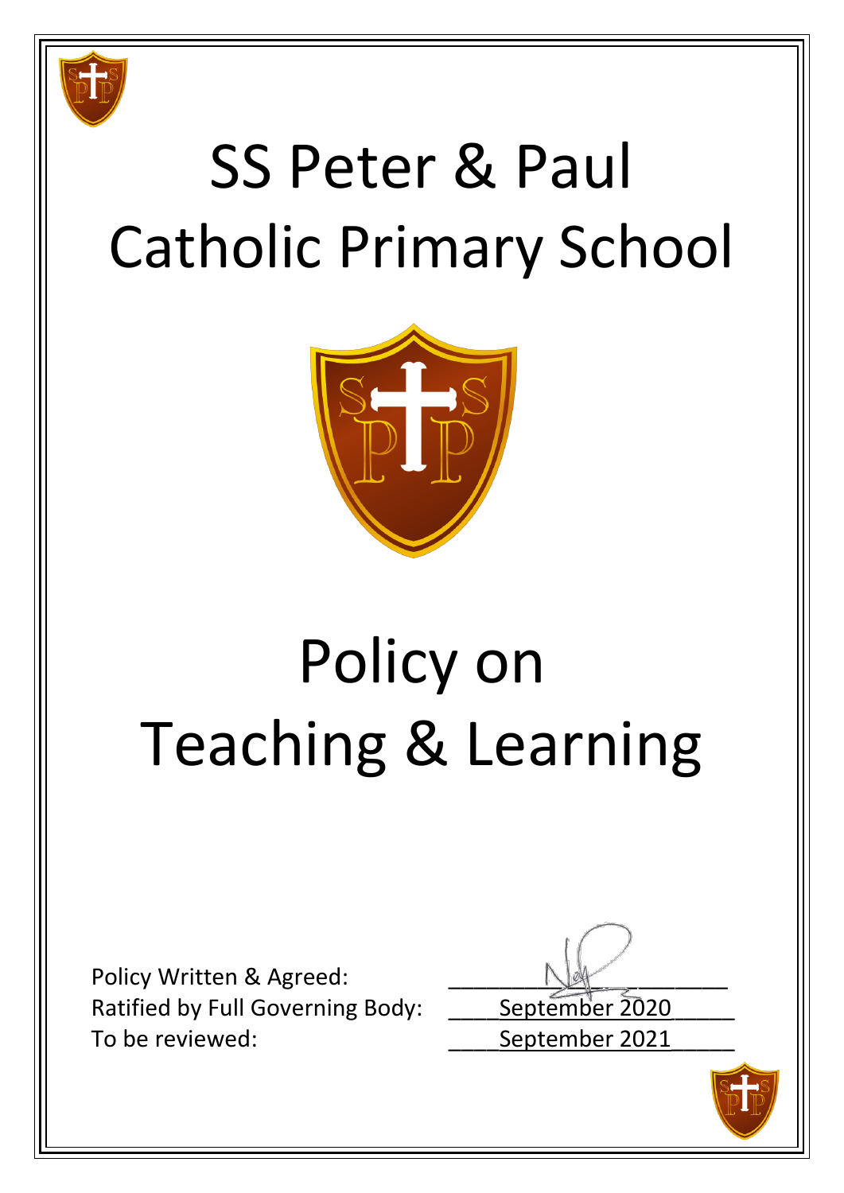# SS Peter & Paul Catholic Primary School

# Policy on Teaching & Learning

Policy Written & Agreed:

Ratified by Full Governing Body: September 2020

To be reviewed: September 2021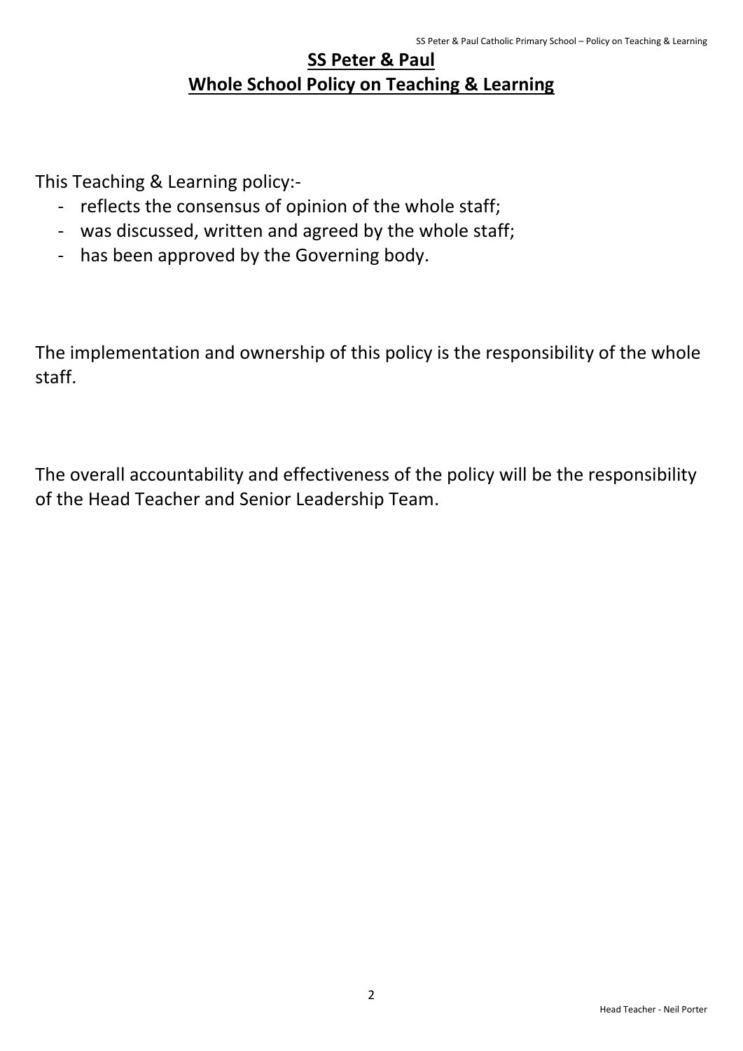# SS Peter & Paul
## Whole School Policy on Teaching & Learning

This Teaching & Learning policy:-

- reflects the consensus of opinion of the whole staff;
- was discussed, written and agreed by the whole staff;
- has been approved by the Governing body.

The implementation and ownership of this policy is the responsibility of the whole staff.

The overall accountability and effectiveness of the policy will be the responsibility of the Head Teacher and Senior Leadership Team.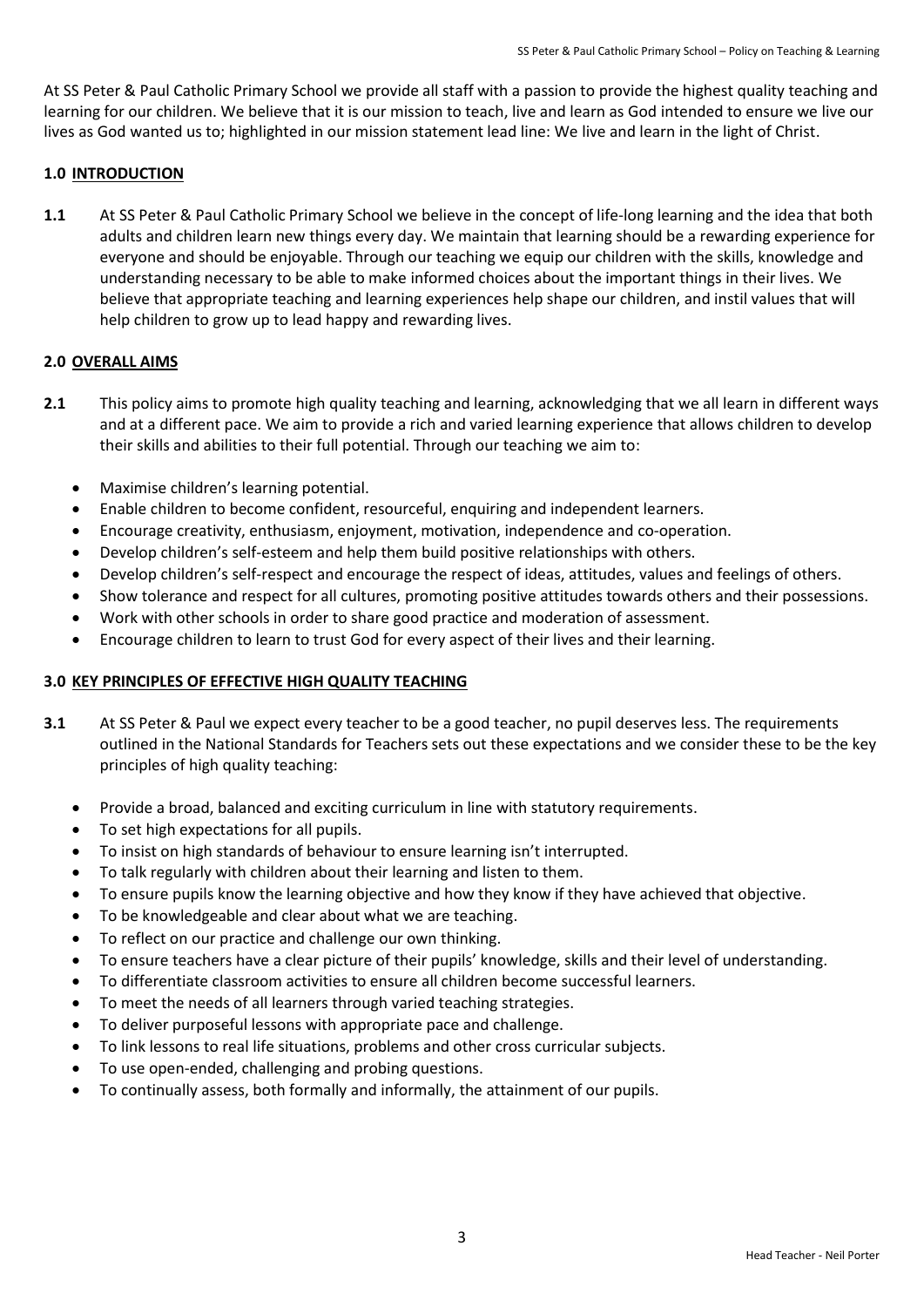At SS Peter & Paul Catholic Primary School we provide all staff with a passion to provide the highest quality teaching and learning for our children. We believe that it is our mission to teach, live and learn as God intended to ensure we live our lives as God wanted us to; highlighted in our mission statement lead line: We live and learn in the light of Christ.

## 1.0 INTRODUCTION

**1.1** At SS Peter & Paul Catholic Primary School we believe in the concept of life-long learning and the idea that both adults and children learn new things every day. We maintain that learning should be a rewarding experience for everyone and should be enjoyable. Through our teaching we equip our children with the skills, knowledge and understanding necessary to be able to make informed choices about the important things in their lives. We believe that appropriate teaching and learning experiences help shape our children, and instil values that will help children to grow up to lead happy and rewarding lives.

## 2.0 OVERALL AIMS

**2.1** This policy aims to promote high quality teaching and learning, acknowledging that we all learn in different ways and at a different pace. We aim to provide a rich and varied learning experience that allows children to develop their skills and abilities to their full potential. Through our teaching we aim to:

- Maximise children's learning potential.
- Enable children to become confident, resourceful, enquiring and independent learners.
- Encourage creativity, enthusiasm, enjoyment, motivation, independence and co-operation.
- Develop children's self-esteem and help them build positive relationships with others.
- Develop children's self-respect and encourage the respect of ideas, attitudes, values and feelings of others.
- Show tolerance and respect for all cultures, promoting positive attitudes towards others and their possessions.
- Work with other schools in order to share good practice and moderation of assessment.
- Encourage children to learn to trust God for every aspect of their lives and their learning.

## 3.0 KEY PRINCIPLES OF EFFECTIVE HIGH QUALITY TEACHING

**3.1** At SS Peter & Paul we expect every teacher to be a good teacher, no pupil deserves less. The requirements outlined in the National Standards for Teachers sets out these expectations and we consider these to be the key principles of high quality teaching:

- Provide a broad, balanced and exciting curriculum in line with statutory requirements.
- To set high expectations for all pupils.
- To insist on high standards of behaviour to ensure learning isn't interrupted.
- To talk regularly with children about their learning and listen to them.
- To ensure pupils know the learning objective and how they know if they have achieved that objective.
- To be knowledgeable and clear about what we are teaching.
- To reflect on our practice and challenge our own thinking.
- To ensure teachers have a clear picture of their pupils' knowledge, skills and their level of understanding.
- To differentiate classroom activities to ensure all children become successful learners.
- To meet the needs of all learners through varied teaching strategies.
- To deliver purposeful lessons with appropriate pace and challenge.
- To link lessons to real life situations, problems and other cross curricular subjects.
- To use open-ended, challenging and probing questions.
- To continually assess, both formally and informally, the attainment of our pupils.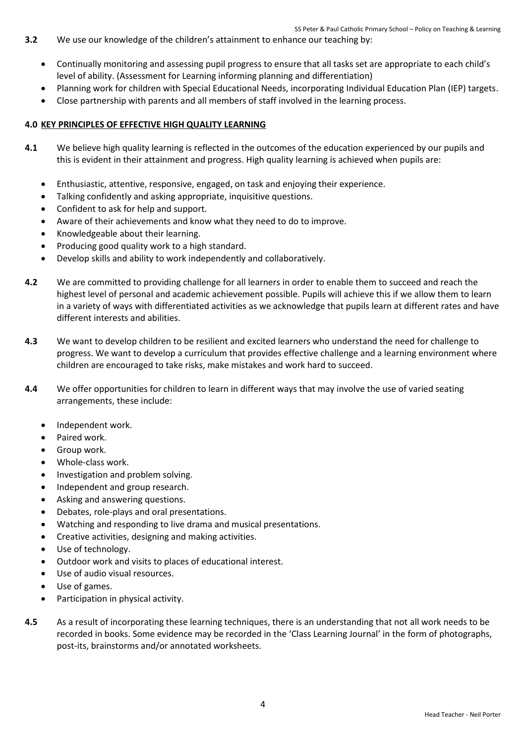**3.2** We use our knowledge of the children's attainment to enhance our teaching by:

- Continually monitoring and assessing pupil progress to ensure that all tasks set are appropriate to each child's level of ability. (Assessment for Learning informing planning and differentiation)
- Planning work for children with Special Educational Needs, incorporating Individual Education Plan (IEP) targets.
- Close partnership with parents and all members of staff involved in the learning process.

## 4.0 KEY PRINCIPLES OF EFFECTIVE HIGH QUALITY LEARNING

**4.1** We believe high quality learning is reflected in the outcomes of the education experienced by our pupils and this is evident in their attainment and progress. High quality learning is achieved when pupils are:

- Enthusiastic, attentive, responsive, engaged, on task and enjoying their experience.
- Talking confidently and asking appropriate, inquisitive questions.
- Confident to ask for help and support.
- Aware of their achievements and know what they need to do to improve.
- Knowledgeable about their learning.
- Producing good quality work to a high standard.
- Develop skills and ability to work independently and collaboratively.

**4.2** We are committed to providing challenge for all learners in order to enable them to succeed and reach the highest level of personal and academic achievement possible. Pupils will achieve this if we allow them to learn in a variety of ways with differentiated activities as we acknowledge that pupils learn at different rates and have different interests and abilities.

**4.3** We want to develop children to be resilient and excited learners who understand the need for challenge to progress. We want to develop a curriculum that provides effective challenge and a learning environment where children are encouraged to take risks, make mistakes and work hard to succeed.

**4.4** We offer opportunities for children to learn in different ways that may involve the use of varied seating arrangements, these include:

- Independent work.
- Paired work.
- Group work.
- Whole-class work.
- Investigation and problem solving.
- Independent and group research.
- Asking and answering questions.
- Debates, role-plays and oral presentations.
- Watching and responding to live drama and musical presentations.
- Creative activities, designing and making activities.
- Use of technology.
- Outdoor work and visits to places of educational interest.
- Use of audio visual resources.
- Use of games.
- Participation in physical activity.

**4.5** As a result of incorporating these learning techniques, there is an understanding that not all work needs to be recorded in books. Some evidence may be recorded in the 'Class Learning Journal' in the form of photographs, post-its, brainstorms and/or annotated worksheets.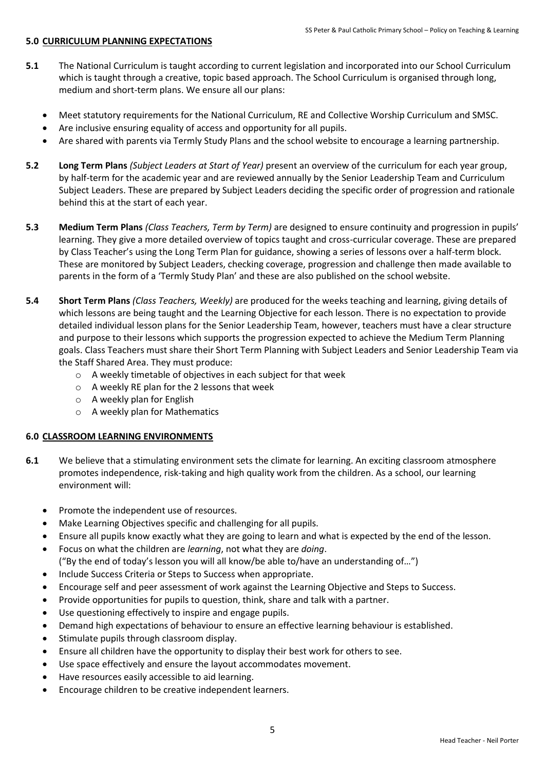## 5.0 CURRICULUM PLANNING EXPECTATIONS

**5.1** The National Curriculum is taught according to current legislation and incorporated into our School Curriculum which is taught through a creative, topic based approach. The School Curriculum is organised through long, medium and short-term plans. We ensure all our plans:

- Meet statutory requirements for the National Curriculum, RE and Collective Worship Curriculum and SMSC.
- Are inclusive ensuring equality of access and opportunity for all pupils.
- Are shared with parents via Termly Study Plans and the school website to encourage a learning partnership.

**5.2** **Long Term Plans** *(Subject Leaders at Start of Year)* present an overview of the curriculum for each year group, by half-term for the academic year and are reviewed annually by the Senior Leadership Team and Curriculum Subject Leaders. These are prepared by Subject Leaders deciding the specific order of progression and rationale behind this at the start of each year.

**5.3** **Medium Term Plans** *(Class Teachers, Term by Term)* are designed to ensure continuity and progression in pupils' learning. They give a more detailed overview of topics taught and cross-curricular coverage. These are prepared by Class Teacher's using the Long Term Plan for guidance, showing a series of lessons over a half-term block. These are monitored by Subject Leaders, checking coverage, progression and challenge then made available to parents in the form of a 'Termly Study Plan' and these are also published on the school website.

**5.4** **Short Term Plans** *(Class Teachers, Weekly)* are produced for the weeks teaching and learning, giving details of which lessons are being taught and the Learning Objective for each lesson. There is no expectation to provide detailed individual lesson plans for the Senior Leadership Team, however, teachers must have a clear structure and purpose to their lessons which supports the progression expected to achieve the Medium Term Planning goals. Class Teachers must share their Short Term Planning with Subject Leaders and Senior Leadership Team via the Staff Shared Area. They must produce:

- A weekly timetable of objectives in each subject for that week
- A weekly RE plan for the 2 lessons that week
- A weekly plan for English
- A weekly plan for Mathematics

## 6.0 CLASSROOM LEARNING ENVIRONMENTS

**6.1** We believe that a stimulating environment sets the climate for learning. An exciting classroom atmosphere promotes independence, risk-taking and high quality work from the children. As a school, our learning environment will:

- Promote the independent use of resources.
- Make Learning Objectives specific and challenging for all pupils.
- Ensure all pupils know exactly what they are going to learn and what is expected by the end of the lesson.
- Focus on what the children are *learning*, not what they are *doing*.
  ("By the end of today's lesson you will all know/be able to/have an understanding of…")
- Include Success Criteria or Steps to Success when appropriate.
- Encourage self and peer assessment of work against the Learning Objective and Steps to Success.
- Provide opportunities for pupils to question, think, share and talk with a partner.
- Use questioning effectively to inspire and engage pupils.
- Demand high expectations of behaviour to ensure an effective learning behaviour is established.
- Stimulate pupils through classroom display.
- Ensure all children have the opportunity to display their best work for others to see.
- Use space effectively and ensure the layout accommodates movement.
- Have resources easily accessible to aid learning.
- Encourage children to be creative independent learners.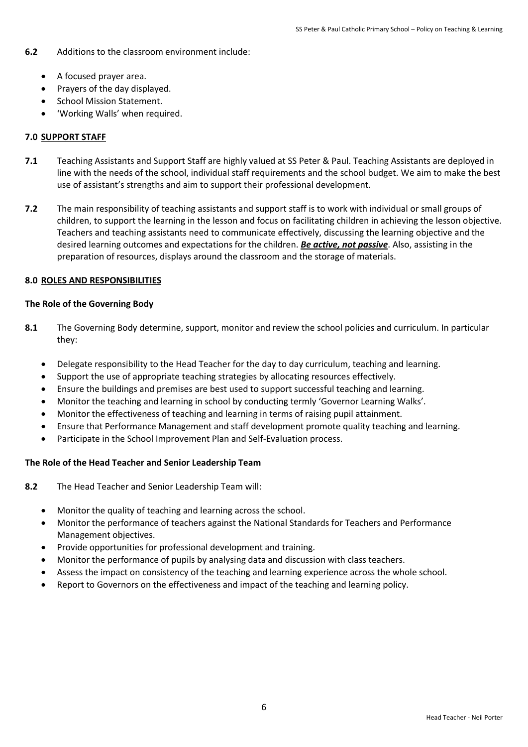**6.2** Additions to the classroom environment include:

- A focused prayer area.
- Prayers of the day displayed.
- School Mission Statement.
- 'Working Walls' when required.

## 7.0 SUPPORT STAFF

**7.1** Teaching Assistants and Support Staff are highly valued at SS Peter & Paul. Teaching Assistants are deployed in line with the needs of the school, individual staff requirements and the school budget. We aim to make the best use of assistant's strengths and aim to support their professional development.

**7.2** The main responsibility of teaching assistants and support staff is to work with individual or small groups of children, to support the learning in the lesson and focus on facilitating children in achieving the lesson objective. Teachers and teaching assistants need to communicate effectively, discussing the learning objective and the desired learning outcomes and expectations for the children. ***Be active, not passive***. Also, assisting in the preparation of resources, displays around the classroom and the storage of materials.

## 8.0 ROLES AND RESPONSIBILITIES

### The Role of the Governing Body

**8.1** The Governing Body determine, support, monitor and review the school policies and curriculum. In particular they:

- Delegate responsibility to the Head Teacher for the day to day curriculum, teaching and learning.
- Support the use of appropriate teaching strategies by allocating resources effectively.
- Ensure the buildings and premises are best used to support successful teaching and learning.
- Monitor the teaching and learning in school by conducting termly 'Governor Learning Walks'.
- Monitor the effectiveness of teaching and learning in terms of raising pupil attainment.
- Ensure that Performance Management and staff development promote quality teaching and learning.
- Participate in the School Improvement Plan and Self-Evaluation process.

### The Role of the Head Teacher and Senior Leadership Team

**8.2** The Head Teacher and Senior Leadership Team will:

- Monitor the quality of teaching and learning across the school.
- Monitor the performance of teachers against the National Standards for Teachers and Performance Management objectives.
- Provide opportunities for professional development and training.
- Monitor the performance of pupils by analysing data and discussion with class teachers.
- Assess the impact on consistency of the teaching and learning experience across the whole school.
- Report to Governors on the effectiveness and impact of the teaching and learning policy.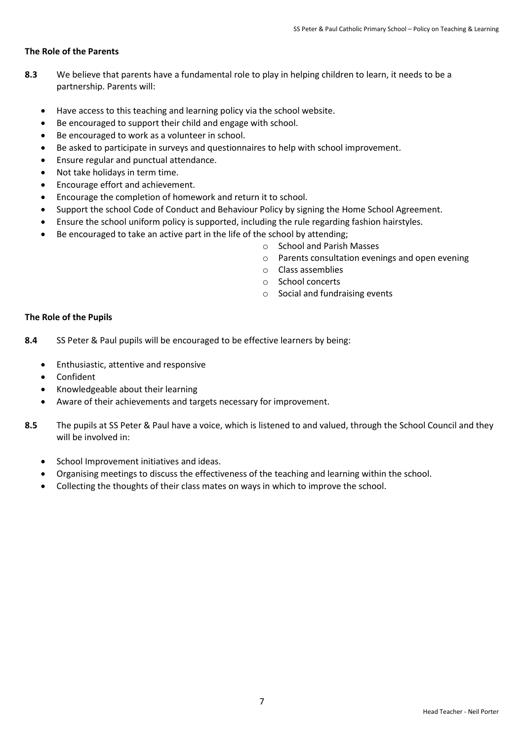**The Role of the Parents**

**8.3** We believe that parents have a fundamental role to play in helping children to learn, it needs to be a partnership. Parents will:

- Have access to this teaching and learning policy via the school website.
- Be encouraged to support their child and engage with school.
- Be encouraged to work as a volunteer in school.
- Be asked to participate in surveys and questionnaires to help with school improvement.
- Ensure regular and punctual attendance.
- Not take holidays in term time.
- Encourage effort and achievement.
- Encourage the completion of homework and return it to school.
- Support the school Code of Conduct and Behaviour Policy by signing the Home School Agreement.
- Ensure the school uniform policy is supported, including the rule regarding fashion hairstyles.
- Be encouraged to take an active part in the life of the school by attending;
    - School and Parish Masses
    - Parents consultation evenings and open evening
    - Class assemblies
    - School concerts
    - Social and fundraising events

**The Role of the Pupils**

**8.4** SS Peter & Paul pupils will be encouraged to be effective learners by being:

- Enthusiastic, attentive and responsive
- Confident
- Knowledgeable about their learning
- Aware of their achievements and targets necessary for improvement.

**8.5** The pupils at SS Peter & Paul have a voice, which is listened to and valued, through the School Council and they will be involved in:

- School Improvement initiatives and ideas.
- Organising meetings to discuss the effectiveness of the teaching and learning within the school.
- Collecting the thoughts of their class mates on ways in which to improve the school.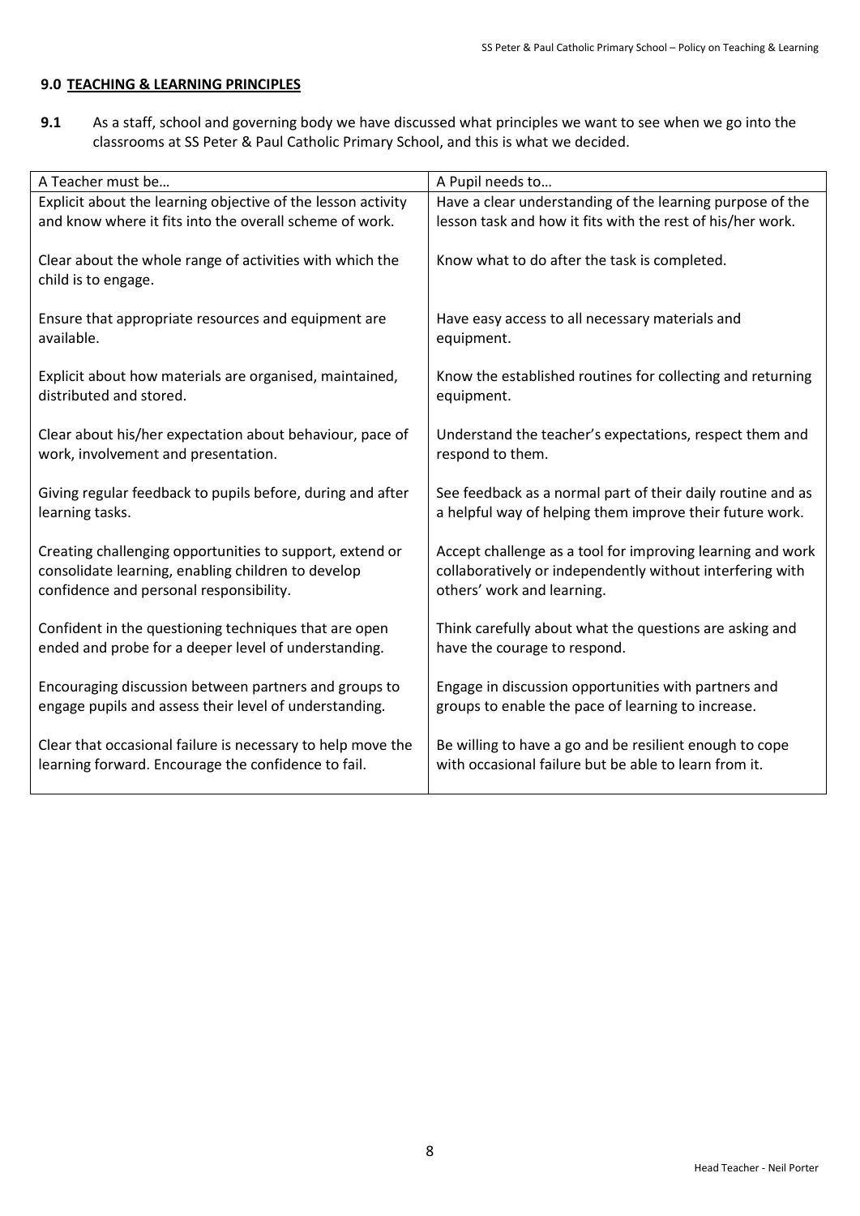### 9.0 TEACHING & LEARNING PRINCIPLES

**9.1** As a staff, school and governing body we have discussed what principles we want to see when we go into the classrooms at SS Peter & Paul Catholic Primary School, and this is what we decided.

| A Teacher must be… | A Pupil needs to… |
|---|---|
| Explicit about the learning objective of the lesson activity and know where it fits into the overall scheme of work. | Have a clear understanding of the learning purpose of the lesson task and how it fits with the rest of his/her work. |
| Clear about the whole range of activities with which the child is to engage. | Know what to do after the task is completed. |
| Ensure that appropriate resources and equipment are available. | Have easy access to all necessary materials and equipment. |
| Explicit about how materials are organised, maintained, distributed and stored. | Know the established routines for collecting and returning equipment. |
| Clear about his/her expectation about behaviour, pace of work, involvement and presentation. | Understand the teacher's expectations, respect them and respond to them. |
| Giving regular feedback to pupils before, during and after learning tasks. | See feedback as a normal part of their daily routine and as a helpful way of helping them improve their future work. |
| Creating challenging opportunities to support, extend or consolidate learning, enabling children to develop confidence and personal responsibility. | Accept challenge as a tool for improving learning and work collaboratively or independently without interfering with others' work and learning. |
| Confident in the questioning techniques that are open ended and probe for a deeper level of understanding. | Think carefully about what the questions are asking and have the courage to respond. |
| Encouraging discussion between partners and groups to engage pupils and assess their level of understanding. | Engage in discussion opportunities with partners and groups to enable the pace of learning to increase. |
| Clear that occasional failure is necessary to help move the learning forward. Encourage the confidence to fail. | Be willing to have a go and be resilient enough to cope with occasional failure but be able to learn from it. |